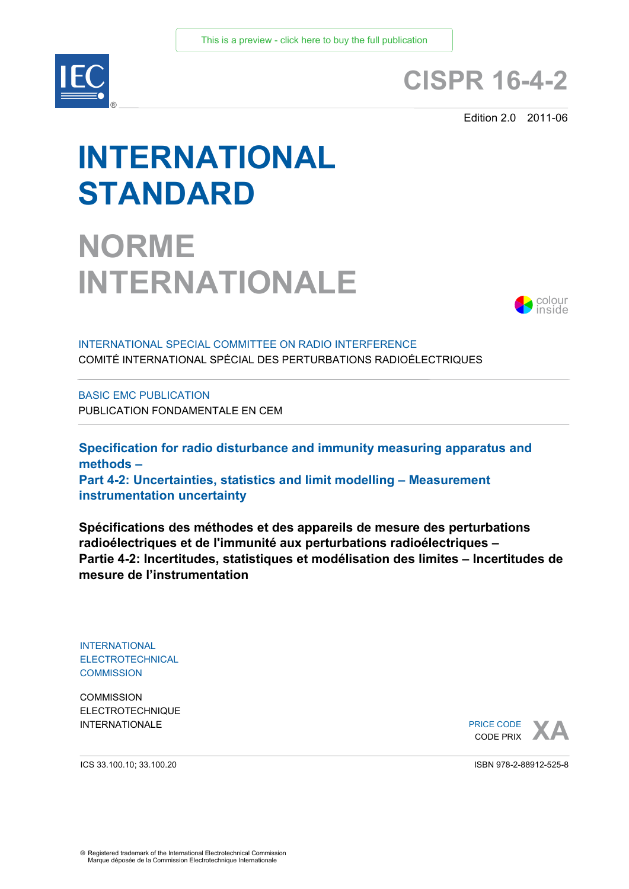This is a preview - click here to buy the full publication

# CISPR 16-4-2

Edition 2.0 2011-06

# INTERNATIONAL STANDARD

# NORME INTERNATIONALE

colour inside

INTERNATIONAL SPECIAL COMMITTEE ON RADIO INTERFERENCE
COMITÉ INTERNATIONAL SPÉCIAL DES PERTURBATIONS RADIOÉLECTRIQUES

BASIC EMC PUBLICATION
PUBLICATION FONDAMENTALE EN CEM

**Specification for radio disturbance and immunity measuring apparatus and methods –**
**Part 4-2: Uncertainties, statistics and limit modelling – Measurement instrumentation uncertainty**

**Spécifications des méthodes et des appareils de mesure des perturbations radioélectriques et de l'immunité aux perturbations radioélectriques –**
**Partie 4-2: Incertitudes, statistiques et modélisation des limites – Incertitudes de mesure de l'instrumentation**

INTERNATIONAL
ELECTROTECHNICAL
COMMISSION

COMMISSION
ELECTROTECHNIQUE
INTERNATIONALE

PRICE CODE
CODE PRIX **XA**

ICS 33.100.10; 33.100.20

ISBN 978-2-88912-525-8

® Registered trademark of the International Electrotechnical Commission
Marque déposée de la Commission Electrotechnique Internationale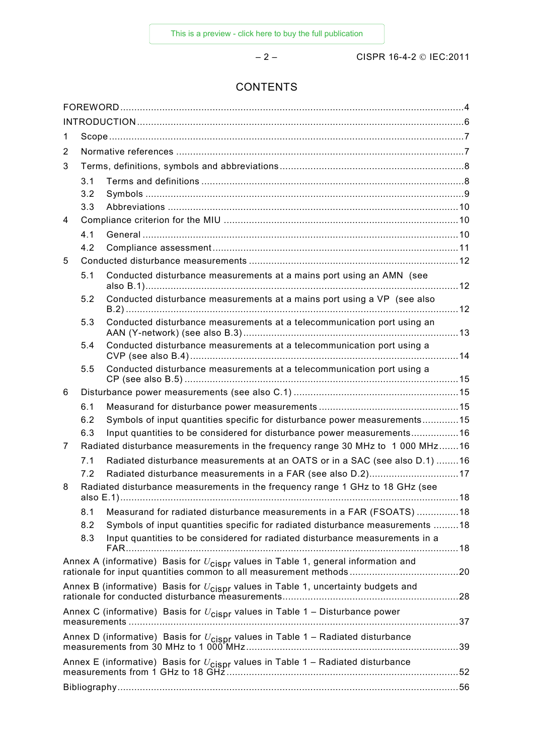# CONTENTS

FOREWORD .......... 4

INTRODUCTION .......... 6

1 Scope .......... 7

2 Normative references .......... 7

3 Terms, definitions, symbols and abbreviations .......... 8

- 3.1 Terms and definitions .......... 8
- 3.2 Symbols .......... 9
- 3.3 Abbreviations .......... 10

4 Compliance criterion for the MIU .......... 10

- 4.1 General .......... 10
- 4.2 Compliance assessment .......... 11

5 Conducted disturbance measurements .......... 12

- 5.1 Conducted disturbance measurements at a mains port using an AMN (see also B.1) .......... 12
- 5.2 Conducted disturbance measurements at a mains port using a VP (see also B.2) .......... 12
- 5.3 Conducted disturbance measurements at a telecommunication port using an AAN (Y-network) (see also B.3) .......... 13
- 5.4 Conducted disturbance measurements at a telecommunication port using a CVP (see also B.4) .......... 14
- 5.5 Conducted disturbance measurements at a telecommunication port using a CP (see also B.5) .......... 15

6 Disturbance power measurements (see also C.1) .......... 15

- 6.1 Measurand for disturbance power measurements .......... 15
- 6.2 Symbols of input quantities specific for disturbance power measurements .......... 15
- 6.3 Input quantities to be considered for disturbance power measurements .......... 16

7 Radiated disturbance measurements in the frequency range 30 MHz to 1 000 MHz .......... 16

- 7.1 Radiated disturbance measurements at an OATS or in a SAC (see also D.1) .......... 16
- 7.2 Radiated disturbance measurements in a FAR (see also D.2) .......... 17

8 Radiated disturbance measurements in the frequency range 1 GHz to 18 GHz (see also E.1) .......... 18

- 8.1 Measurand for radiated disturbance measurements in a FAR (FSOATS) .......... 18
- 8.2 Symbols of input quantities specific for radiated disturbance measurements .......... 18
- 8.3 Input quantities to be considered for radiated disturbance measurements in a FAR .......... 18

Annex A (informative) Basis for $U_{cispr}$ values in Table 1, general information and rationale for input quantities common to all measurement methods .......... 20

Annex B (informative) Basis for $U_{cispr}$ values in Table 1, uncertainty budgets and rationale for conducted disturbance measurements .......... 28

Annex C (informative) Basis for $U_{cispr}$ values in Table 1 – Disturbance power measurements .......... 37

Annex D (informative) Basis for $U_{cispr}$ values in Table 1 – Radiated disturbance measurements from 30 MHz to 1 000 MHz .......... 39

Annex E (informative) Basis for $U_{cispr}$ values in Table 1 – Radiated disturbance measurements from 1 GHz to 18 GHz .......... 52

Bibliography .......... 56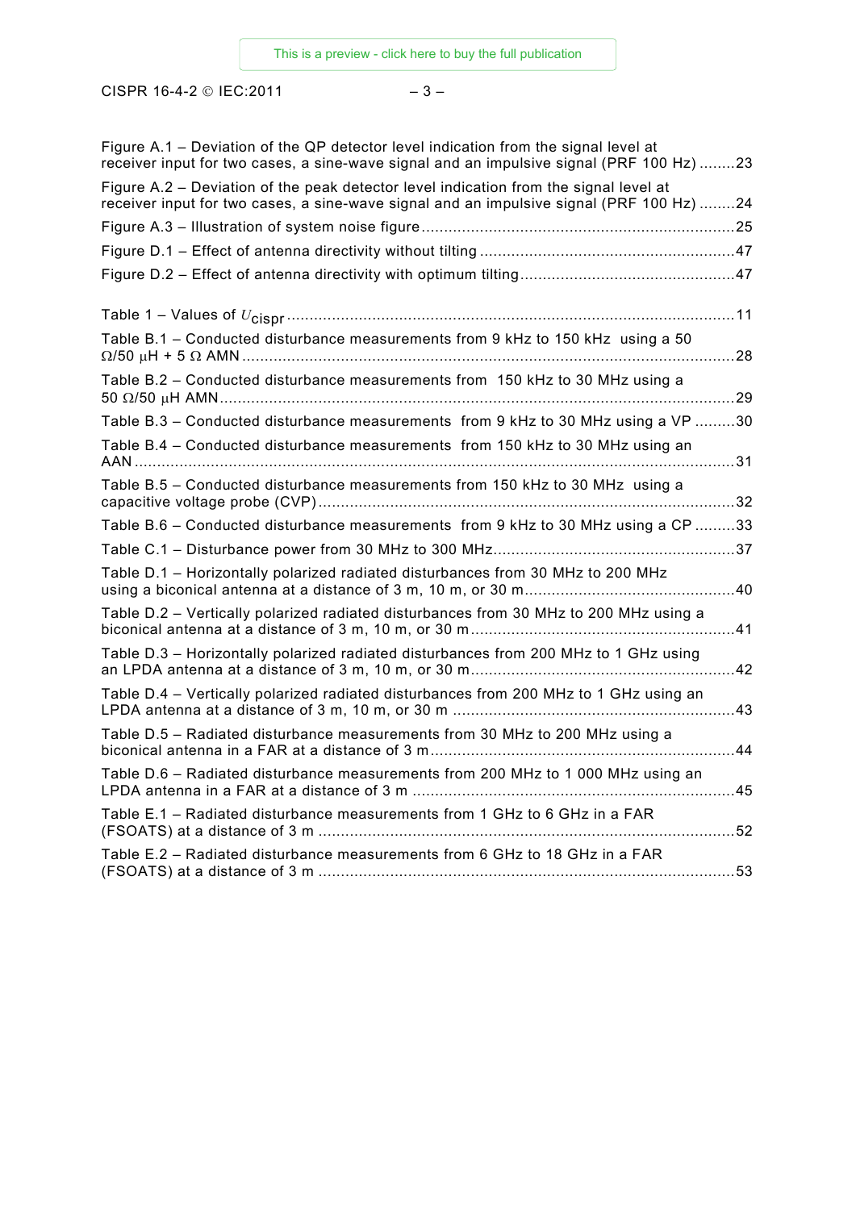Figure A.1 – Deviation of the QP detector level indication from the signal level at receiver input for two cases, a sine-wave signal and an impulsive signal (PRF 100 Hz) ........23

Figure A.2 – Deviation of the peak detector level indication from the signal level at receiver input for two cases, a sine-wave signal and an impulsive signal (PRF 100 Hz) ........24

Figure A.3 – Illustration of system noise figure ........25

Figure D.1 – Effect of antenna directivity without tilting ........47

Figure D.2 – Effect of antenna directivity with optimum tilting ........47

Table 1 – Values of $U_{\text{cispr}}$ ........11

Table B.1 – Conducted disturbance measurements from 9 kHz to 150 kHz using a 50 Ω/50 μH + 5 Ω AMN ........28

Table B.2 – Conducted disturbance measurements from 150 kHz to 30 MHz using a 50 Ω/50 μH AMN ........29

Table B.3 – Conducted disturbance measurements from 9 kHz to 30 MHz using a VP ........30

Table B.4 – Conducted disturbance measurements from 150 kHz to 30 MHz using an AAN ........31

Table B.5 – Conducted disturbance measurements from 150 kHz to 30 MHz using a capacitive voltage probe (CVP) ........32

Table B.6 – Conducted disturbance measurements from 9 kHz to 30 MHz using a CP ........33

Table C.1 – Disturbance power from 30 MHz to 300 MHz ........37

Table D.1 – Horizontally polarized radiated disturbances from 30 MHz to 200 MHz using a biconical antenna at a distance of 3 m, 10 m, or 30 m ........40

Table D.2 – Vertically polarized radiated disturbances from 30 MHz to 200 MHz using a biconical antenna at a distance of 3 m, 10 m, or 30 m ........41

Table D.3 – Horizontally polarized radiated disturbances from 200 MHz to 1 GHz using an LPDA antenna at a distance of 3 m, 10 m, or 30 m ........42

Table D.4 – Vertically polarized radiated disturbances from 200 MHz to 1 GHz using an LPDA antenna at a distance of 3 m, 10 m, or 30 m ........43

Table D.5 – Radiated disturbance measurements from 30 MHz to 200 MHz using a biconical antenna in a FAR at a distance of 3 m ........44

Table D.6 – Radiated disturbance measurements from 200 MHz to 1 000 MHz using an LPDA antenna in a FAR at a distance of 3 m ........45

Table E.1 – Radiated disturbance measurements from 1 GHz to 6 GHz in a FAR (FSOATS) at a distance of 3 m ........52

Table E.2 – Radiated disturbance measurements from 6 GHz to 18 GHz in a FAR (FSOATS) at a distance of 3 m ........53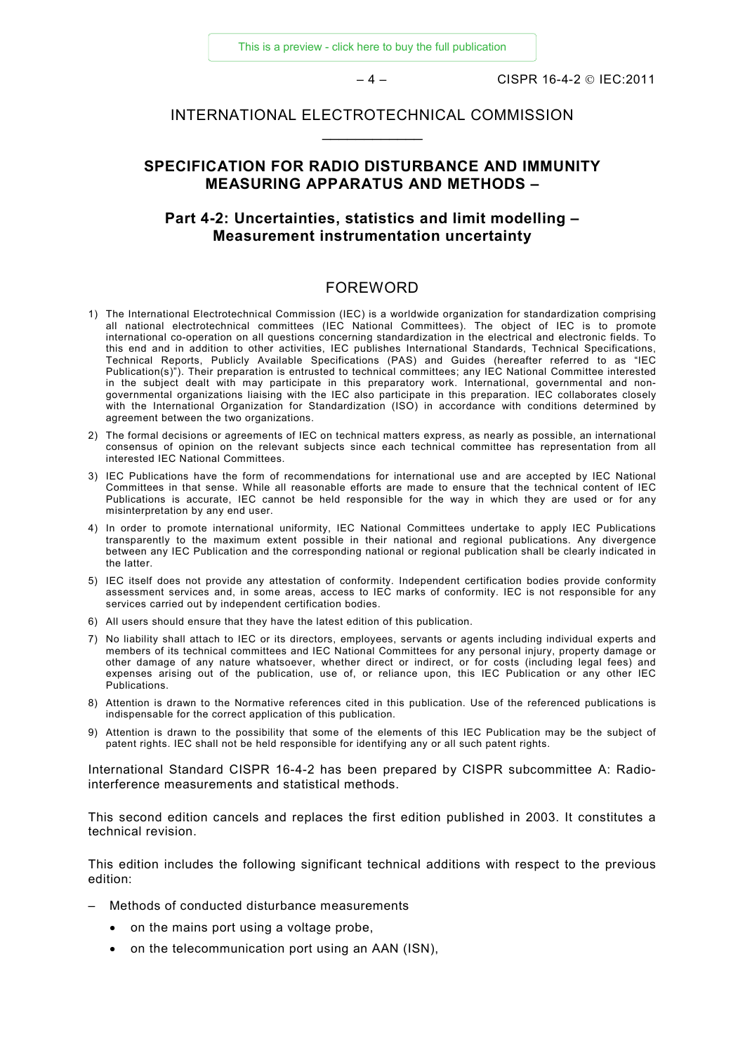# INTERNATIONAL ELECTROTECHNICAL COMMISSION

## SPECIFICATION FOR RADIO DISTURBANCE AND IMMUNITY MEASURING APPARATUS AND METHODS –

## Part 4-2: Uncertainties, statistics and limit modelling – Measurement instrumentation uncertainty

## FOREWORD

1) The International Electrotechnical Commission (IEC) is a worldwide organization for standardization comprising all national electrotechnical committees (IEC National Committees). The object of IEC is to promote international co-operation on all questions concerning standardization in the electrical and electronic fields. To this end and in addition to other activities, IEC publishes International Standards, Technical Specifications, Technical Reports, Publicly Available Specifications (PAS) and Guides (hereafter referred to as "IEC Publication(s)"). Their preparation is entrusted to technical committees; any IEC National Committee interested in the subject dealt with may participate in this preparatory work. International, governmental and non-governmental organizations liaising with the IEC also participate in this preparation. IEC collaborates closely with the International Organization for Standardization (ISO) in accordance with conditions determined by agreement between the two organizations.
2) The formal decisions or agreements of IEC on technical matters express, as nearly as possible, an international consensus of opinion on the relevant subjects since each technical committee has representation from all interested IEC National Committees.
3) IEC Publications have the form of recommendations for international use and are accepted by IEC National Committees in that sense. While all reasonable efforts are made to ensure that the technical content of IEC Publications is accurate, IEC cannot be held responsible for the way in which they are used or for any misinterpretation by any end user.
4) In order to promote international uniformity, IEC National Committees undertake to apply IEC Publications transparently to the maximum extent possible in their national and regional publications. Any divergence between any IEC Publication and the corresponding national or regional publication shall be clearly indicated in the latter.
5) IEC itself does not provide any attestation of conformity. Independent certification bodies provide conformity assessment services and, in some areas, access to IEC marks of conformity. IEC is not responsible for any services carried out by independent certification bodies.
6) All users should ensure that they have the latest edition of this publication.
7) No liability shall attach to IEC or its directors, employees, servants or agents including individual experts and members of its technical committees and IEC National Committees for any personal injury, property damage or other damage of any nature whatsoever, whether direct or indirect, or for costs (including legal fees) and expenses arising out of the publication, use of, or reliance upon, this IEC Publication or any other IEC Publications.
8) Attention is drawn to the Normative references cited in this publication. Use of the referenced publications is indispensable for the correct application of this publication.
9) Attention is drawn to the possibility that some of the elements of this IEC Publication may be the subject of patent rights. IEC shall not be held responsible for identifying any or all such patent rights.

International Standard CISPR 16-4-2 has been prepared by CISPR subcommittee A: Radio-interference measurements and statistical methods.

This second edition cancels and replaces the first edition published in 2003. It constitutes a technical revision.

This edition includes the following significant technical additions with respect to the previous edition:

– Methods of conducted disturbance measurements
  - on the mains port using a voltage probe,
  - on the telecommunication port using an AAN (ISN),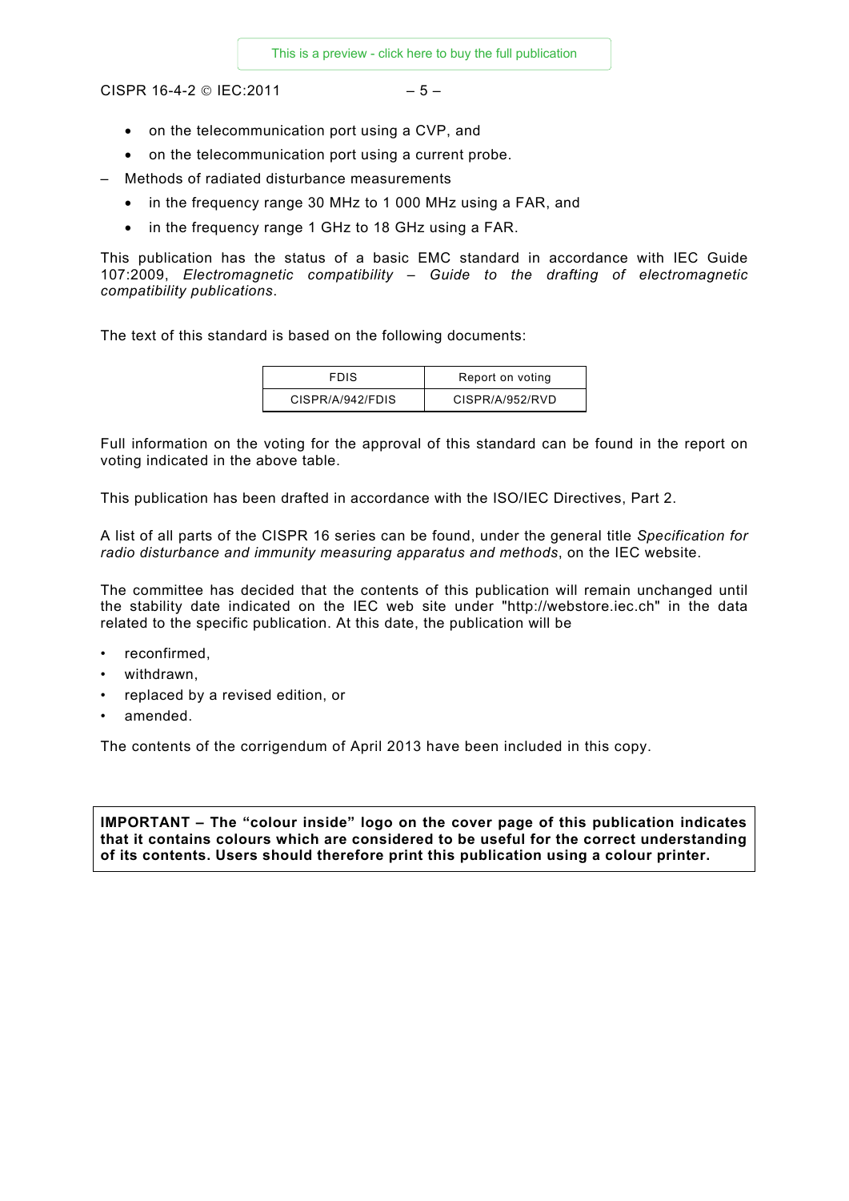- on the telecommunication port using a CVP, and
  - on the telecommunication port using a current probe.
- Methods of radiated disturbance measurements
  - in the frequency range 30 MHz to 1 000 MHz using a FAR, and
  - in the frequency range 1 GHz to 18 GHz using a FAR.

This publication has the status of a basic EMC standard in accordance with IEC Guide 107:2009, *Electromagnetic compatibility – Guide to the drafting of electromagnetic compatibility publications*.

The text of this standard is based on the following documents:

| FDIS | Report on voting |
|---|---|
| CISPR/A/942/FDIS | CISPR/A/952/RVD |

Full information on the voting for the approval of this standard can be found in the report on voting indicated in the above table.

This publication has been drafted in accordance with the ISO/IEC Directives, Part 2.

A list of all parts of the CISPR 16 series can be found, under the general title *Specification for radio disturbance and immunity measuring apparatus and methods*, on the IEC website.

The committee has decided that the contents of this publication will remain unchanged until the stability date indicated on the IEC web site under "http://webstore.iec.ch" in the data related to the specific publication. At this date, the publication will be

- reconfirmed,
- withdrawn,
- replaced by a revised edition, or
- amended.

The contents of the corrigendum of April 2013 have been included in this copy.

**IMPORTANT – The "colour inside" logo on the cover page of this publication indicates that it contains colours which are considered to be useful for the correct understanding of its contents. Users should therefore print this publication using a colour printer.**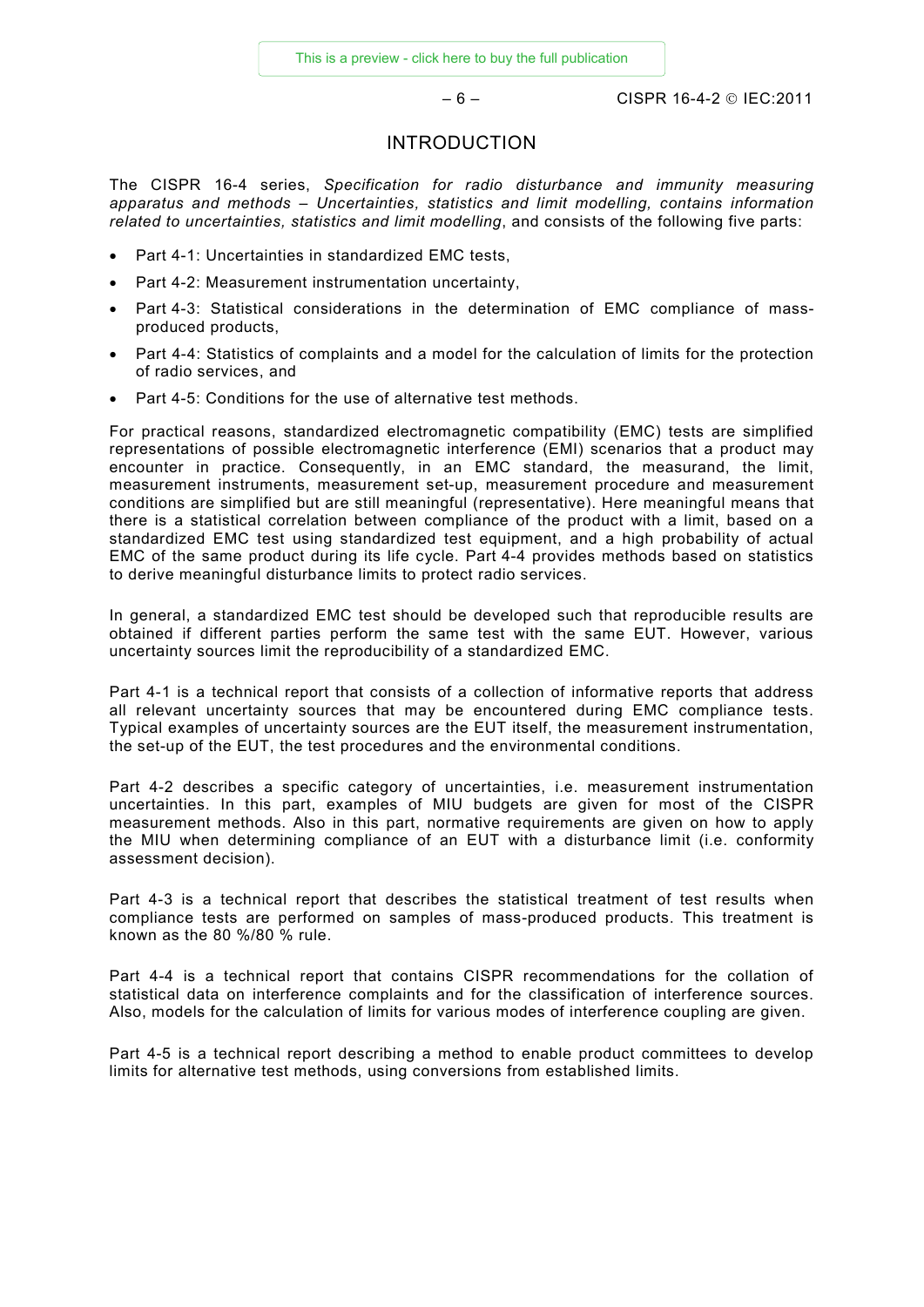# INTRODUCTION

The CISPR 16-4 series, *Specification for radio disturbance and immunity measuring apparatus and methods – Uncertainties, statistics and limit modelling, contains information related to uncertainties, statistics and limit modelling*, and consists of the following five parts:

- Part 4-1: Uncertainties in standardized EMC tests,
- Part 4-2: Measurement instrumentation uncertainty,
- Part 4-3: Statistical considerations in the determination of EMC compliance of mass-produced products,
- Part 4-4: Statistics of complaints and a model for the calculation of limits for the protection of radio services, and
- Part 4-5: Conditions for the use of alternative test methods.

For practical reasons, standardized electromagnetic compatibility (EMC) tests are simplified representations of possible electromagnetic interference (EMI) scenarios that a product may encounter in practice. Consequently, in an EMC standard, the measurand, the limit, measurement instruments, measurement set-up, measurement procedure and measurement conditions are simplified but are still meaningful (representative). Here meaningful means that there is a statistical correlation between compliance of the product with a limit, based on a standardized EMC test using standardized test equipment, and a high probability of actual EMC of the same product during its life cycle. Part 4-4 provides methods based on statistics to derive meaningful disturbance limits to protect radio services.

In general, a standardized EMC test should be developed such that reproducible results are obtained if different parties perform the same test with the same EUT. However, various uncertainty sources limit the reproducibility of a standardized EMC.

Part 4-1 is a technical report that consists of a collection of informative reports that address all relevant uncertainty sources that may be encountered during EMC compliance tests. Typical examples of uncertainty sources are the EUT itself, the measurement instrumentation, the set-up of the EUT, the test procedures and the environmental conditions.

Part 4-2 describes a specific category of uncertainties, i.e. measurement instrumentation uncertainties. In this part, examples of MIU budgets are given for most of the CISPR measurement methods. Also in this part, normative requirements are given on how to apply the MIU when determining compliance of an EUT with a disturbance limit (i.e. conformity assessment decision).

Part 4-3 is a technical report that describes the statistical treatment of test results when compliance tests are performed on samples of mass-produced products. This treatment is known as the 80 %/80 % rule.

Part 4-4 is a technical report that contains CISPR recommendations for the collation of statistical data on interference complaints and for the classification of interference sources. Also, models for the calculation of limits for various modes of interference coupling are given.

Part 4-5 is a technical report describing a method to enable product committees to develop limits for alternative test methods, using conversions from established limits.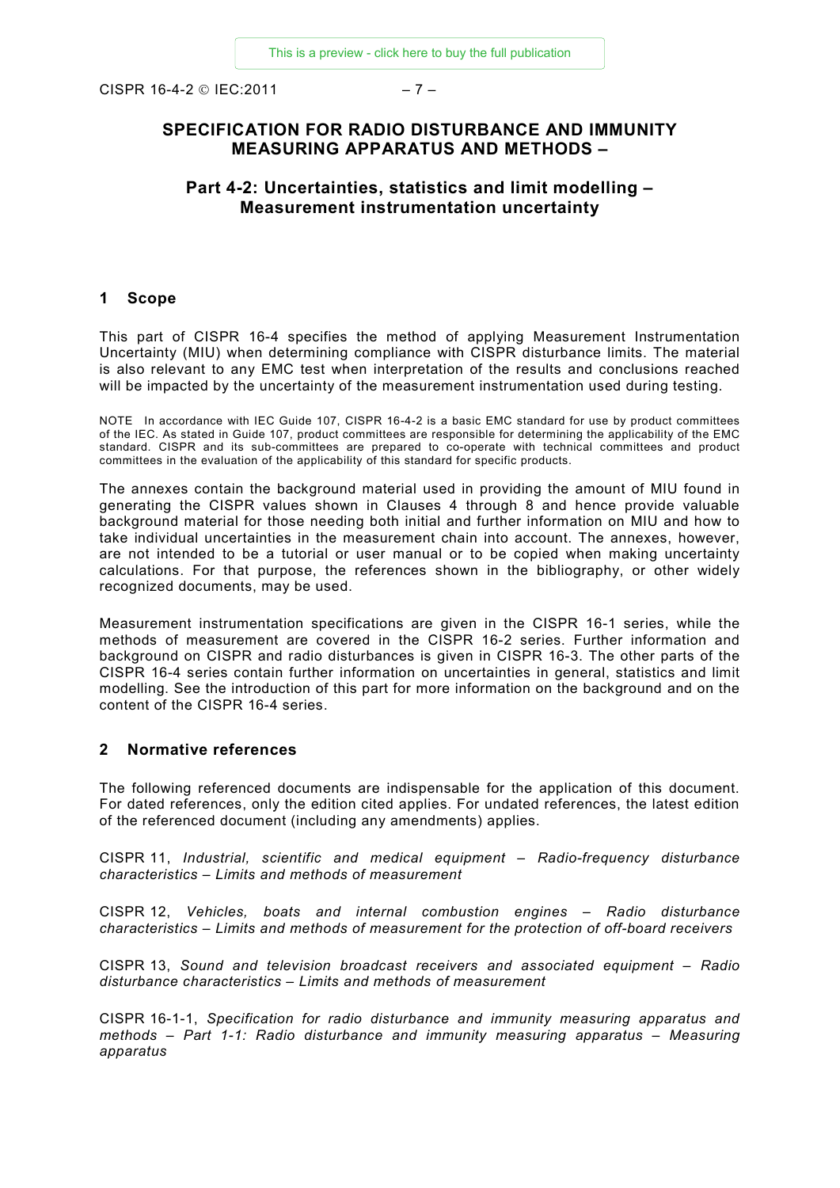# SPECIFICATION FOR RADIO DISTURBANCE AND IMMUNITY MEASURING APPARATUS AND METHODS –

## Part 4-2: Uncertainties, statistics and limit modelling – Measurement instrumentation uncertainty

## 1 Scope

This part of CISPR 16-4 specifies the method of applying Measurement Instrumentation Uncertainty (MIU) when determining compliance with CISPR disturbance limits. The material is also relevant to any EMC test when interpretation of the results and conclusions reached will be impacted by the uncertainty of the measurement instrumentation used during testing.

NOTE In accordance with IEC Guide 107, CISPR 16-4-2 is a basic EMC standard for use by product committees of the IEC. As stated in Guide 107, product committees are responsible for determining the applicability of the EMC standard. CISPR and its sub-committees are prepared to co-operate with technical committees and product committees in the evaluation of the applicability of this standard for specific products.

The annexes contain the background material used in providing the amount of MIU found in generating the CISPR values shown in Clauses 4 through 8 and hence provide valuable background material for those needing both initial and further information on MIU and how to take individual uncertainties in the measurement chain into account. The annexes, however, are not intended to be a tutorial or user manual or to be copied when making uncertainty calculations. For that purpose, the references shown in the bibliography, or other widely recognized documents, may be used.

Measurement instrumentation specifications are given in the CISPR 16-1 series, while the methods of measurement are covered in the CISPR 16-2 series. Further information and background on CISPR and radio disturbances is given in CISPR 16-3. The other parts of the CISPR 16-4 series contain further information on uncertainties in general, statistics and limit modelling. See the introduction of this part for more information on the background and on the content of the CISPR 16-4 series.

## 2 Normative references

The following referenced documents are indispensable for the application of this document. For dated references, only the edition cited applies. For undated references, the latest edition of the referenced document (including any amendments) applies.

CISPR 11, *Industrial, scientific and medical equipment – Radio-frequency disturbance characteristics – Limits and methods of measurement*

CISPR 12, *Vehicles, boats and internal combustion engines – Radio disturbance characteristics – Limits and methods of measurement for the protection of off-board receivers*

CISPR 13, *Sound and television broadcast receivers and associated equipment – Radio disturbance characteristics – Limits and methods of measurement*

CISPR 16-1-1, *Specification for radio disturbance and immunity measuring apparatus and methods – Part 1-1: Radio disturbance and immunity measuring apparatus – Measuring apparatus*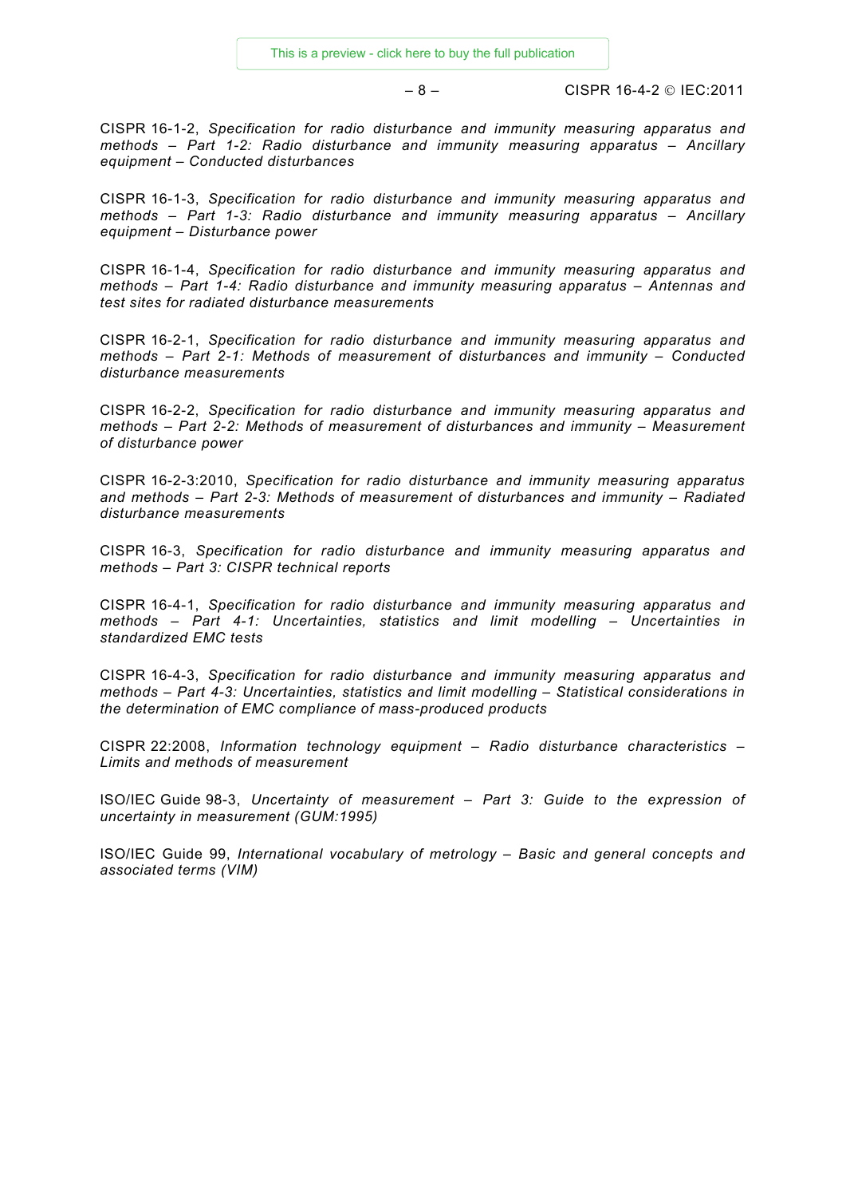CISPR 16-1-2, *Specification for radio disturbance and immunity measuring apparatus and methods – Part 1-2: Radio disturbance and immunity measuring apparatus – Ancillary equipment – Conducted disturbances*

CISPR 16-1-3, *Specification for radio disturbance and immunity measuring apparatus and methods – Part 1-3: Radio disturbance and immunity measuring apparatus – Ancillary equipment – Disturbance power*

CISPR 16-1-4, *Specification for radio disturbance and immunity measuring apparatus and methods – Part 1-4: Radio disturbance and immunity measuring apparatus – Antennas and test sites for radiated disturbance measurements*

CISPR 16-2-1, *Specification for radio disturbance and immunity measuring apparatus and methods – Part 2-1: Methods of measurement of disturbances and immunity – Conducted disturbance measurements*

CISPR 16-2-2, *Specification for radio disturbance and immunity measuring apparatus and methods – Part 2-2: Methods of measurement of disturbances and immunity – Measurement of disturbance power*

CISPR 16-2-3:2010, *Specification for radio disturbance and immunity measuring apparatus and methods – Part 2-3: Methods of measurement of disturbances and immunity – Radiated disturbance measurements*

CISPR 16-3, *Specification for radio disturbance and immunity measuring apparatus and methods – Part 3: CISPR technical reports*

CISPR 16-4-1, *Specification for radio disturbance and immunity measuring apparatus and methods – Part 4-1: Uncertainties, statistics and limit modelling – Uncertainties in standardized EMC tests*

CISPR 16-4-3, *Specification for radio disturbance and immunity measuring apparatus and methods – Part 4-3: Uncertainties, statistics and limit modelling – Statistical considerations in the determination of EMC compliance of mass-produced products*

CISPR 22:2008, *Information technology equipment – Radio disturbance characteristics – Limits and methods of measurement*

ISO/IEC Guide 98-3, *Uncertainty of measurement – Part 3: Guide to the expression of uncertainty in measurement (GUM:1995)*

ISO/IEC Guide 99, *International vocabulary of metrology – Basic and general concepts and associated terms (VIM)*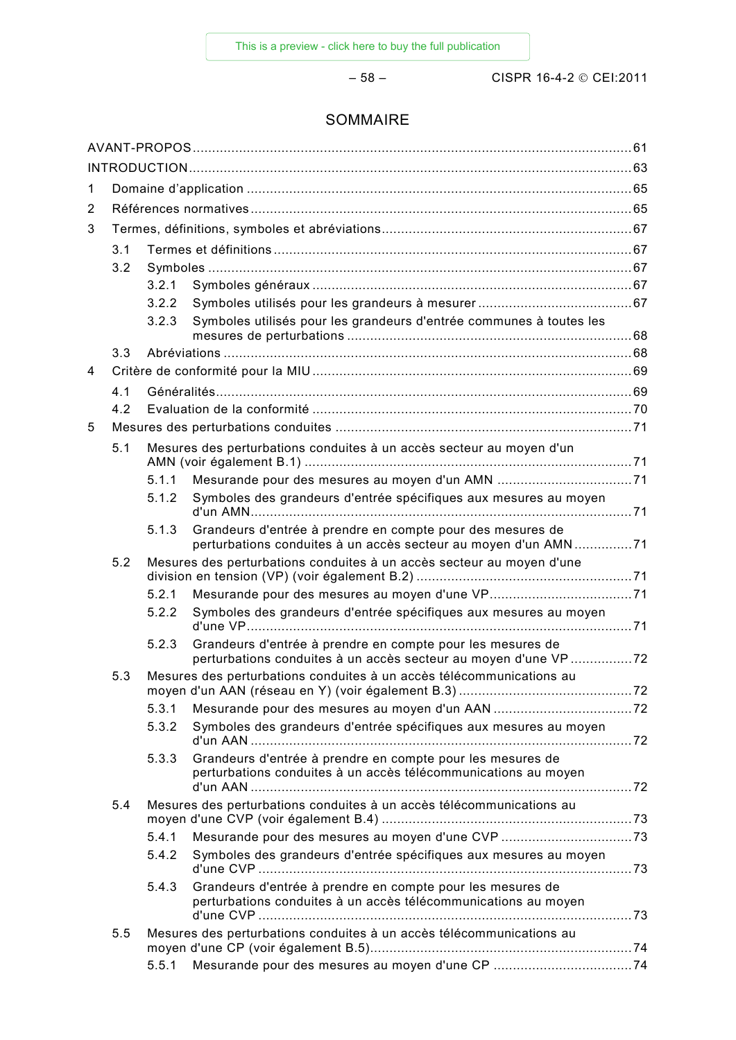# SOMMAIRE

AVANT-PROPOS .......... 61
INTRODUCTION .......... 63
1 Domaine d'application .......... 65
2 Références normatives .......... 65
3 Termes, définitions, symboles et abréviations .......... 67
- 3.1 Termes et définitions .......... 67
- 3.2 Symboles .......... 67
  - 3.2.1 Symboles généraux .......... 67
  - 3.2.2 Symboles utilisés pour les grandeurs à mesurer .......... 67
  - 3.2.3 Symboles utilisés pour les grandeurs d'entrée communes à toutes les mesures de perturbations .......... 68
- 3.3 Abréviations .......... 68

4 Critère de conformité pour la MIU .......... 69
- 4.1 Généralités .......... 69
- 4.2 Evaluation de la conformité .......... 70

5 Mesures des perturbations conduites .......... 71
- 5.1 Mesures des perturbations conduites à un accès secteur au moyen d'un AMN (voir également B.1) .......... 71
  - 5.1.1 Mesurande pour des mesures au moyen d'un AMN .......... 71
  - 5.1.2 Symboles des grandeurs d'entrée spécifiques aux mesures au moyen d'un AMN .......... 71
  - 5.1.3 Grandeurs d'entrée à prendre en compte pour des mesures de perturbations conduites à un accès secteur au moyen d'un AMN .......... 71
- 5.2 Mesures des perturbations conduites à un accès secteur au moyen d'une division en tension (VP) (voir également B.2) .......... 71
  - 5.2.1 Mesurande pour des mesures au moyen d'une VP .......... 71
  - 5.2.2 Symboles des grandeurs d'entrée spécifiques aux mesures au moyen d'une VP .......... 71
  - 5.2.3 Grandeurs d'entrée à prendre en compte pour les mesures de perturbations conduites à un accès secteur au moyen d'une VP .......... 72
- 5.3 Mesures des perturbations conduites à un accès télécommunications au moyen d'un AAN (réseau en Y) (voir également B.3) .......... 72
  - 5.3.1 Mesurande pour des mesures au moyen d'un AAN .......... 72
  - 5.3.2 Symboles des grandeurs d'entrée spécifiques aux mesures au moyen d'un AAN .......... 72
  - 5.3.3 Grandeurs d'entrée à prendre en compte pour les mesures de perturbations conduites à un accès télécommunications au moyen d'un AAN .......... 72
- 5.4 Mesures des perturbations conduites à un accès télécommunications au moyen d'une CVP (voir également B.4) .......... 73
  - 5.4.1 Mesurande pour des mesures au moyen d'une CVP .......... 73
  - 5.4.2 Symboles des grandeurs d'entrée spécifiques aux mesures au moyen d'une CVP .......... 73
  - 5.4.3 Grandeurs d'entrée à prendre en compte pour les mesures de perturbations conduites à un accès télécommunications au moyen d'une CVP .......... 73
- 5.5 Mesures des perturbations conduites à un accès télécommunications au moyen d'une CP (voir également B.5) .......... 74
  - 5.5.1 Mesurande pour des mesures au moyen d'une CP .......... 74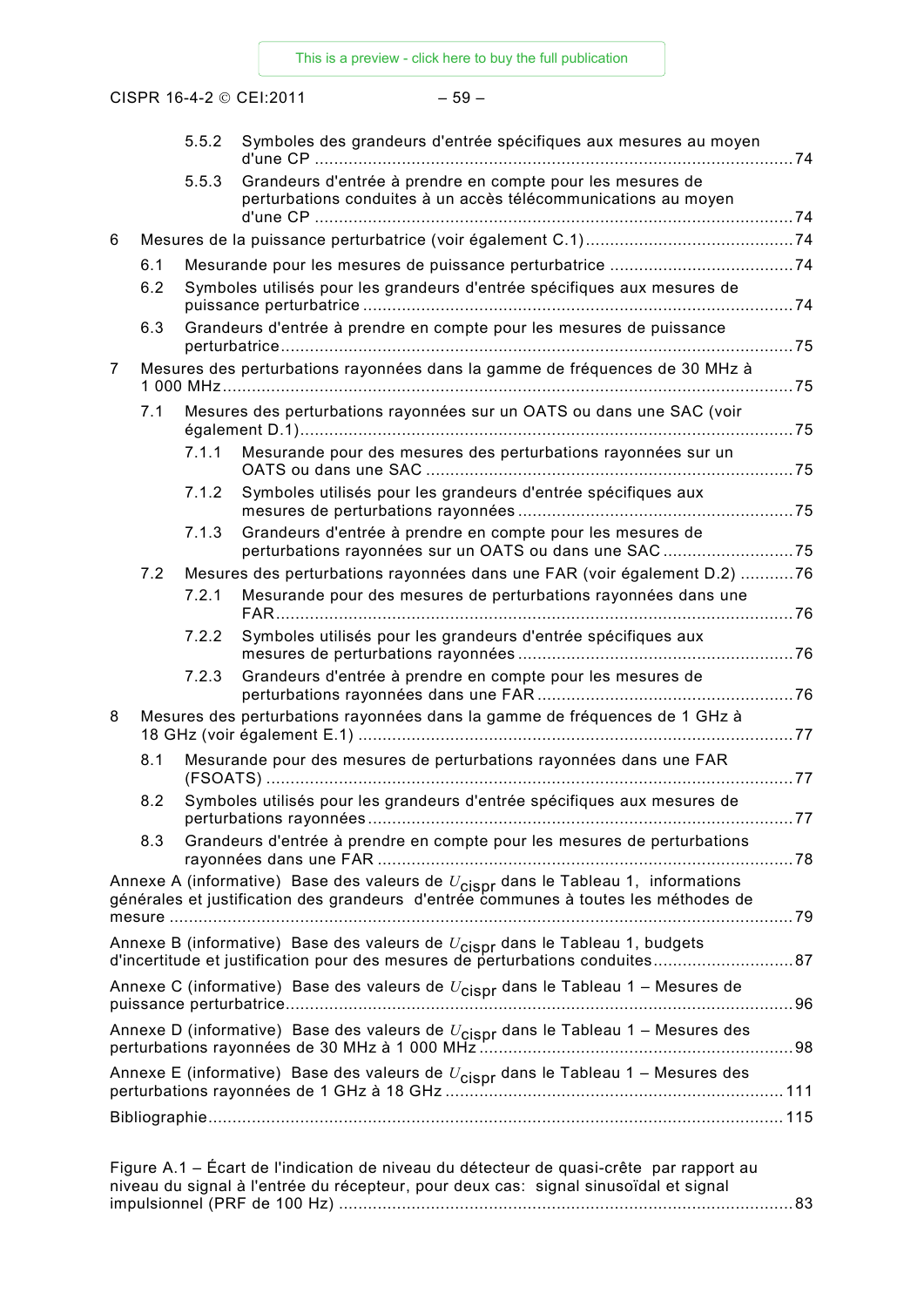5.5.2 Symboles des grandeurs d'entrée spécifiques aux mesures au moyen d'une CP ...74

5.5.3 Grandeurs d'entrée à prendre en compte pour les mesures de perturbations conduites à un accès télécommunications au moyen d'une CP ...74

6 Mesures de la puissance perturbatrice (voir également C.1) ...74

6.1 Mesurande pour les mesures de puissance perturbatrice ...74

6.2 Symboles utilisés pour les grandeurs d'entrée spécifiques aux mesures de puissance perturbatrice ...74

6.3 Grandeurs d'entrée à prendre en compte pour les mesures de puissance perturbatrice ...75

7 Mesures des perturbations rayonnées dans la gamme de fréquences de 30 MHz à 1 000 MHz ...75

7.1 Mesures des perturbations rayonnées sur un OATS ou dans une SAC (voir également D.1) ...75

7.1.1 Mesurande pour des mesures des perturbations rayonnées sur un OATS ou dans une SAC ...75

7.1.2 Symboles utilisés pour les grandeurs d'entrée spécifiques aux mesures de perturbations rayonnées ...75

7.1.3 Grandeurs d'entrée à prendre en compte pour les mesures de perturbations rayonnées sur un OATS ou dans une SAC ...75

7.2 Mesures des perturbations rayonnées dans une FAR (voir également D.2) ...76

7.2.1 Mesurande pour des mesures de perturbations rayonnées dans une FAR ...76

7.2.2 Symboles utilisés pour les grandeurs d'entrée spécifiques aux mesures de perturbations rayonnées ...76

7.2.3 Grandeurs d'entrée à prendre en compte pour les mesures de perturbations rayonnées dans une FAR ...76

8 Mesures des perturbations rayonnées dans la gamme de fréquences de 1 GHz à 18 GHz (voir également E.1) ...77

8.1 Mesurande pour des mesures de perturbations rayonnées dans une FAR (FSOATS) ...77

8.2 Symboles utilisés pour les grandeurs d'entrée spécifiques aux mesures de perturbations rayonnées ...77

8.3 Grandeurs d'entrée à prendre en compte pour les mesures de perturbations rayonnées dans une FAR ...78

Annexe A (informative) Base des valeurs de $U_{cispr}$ dans le Tableau 1, informations générales et justification des grandeurs d'entrée communes à toutes les méthodes de mesure ...79

Annexe B (informative) Base des valeurs de $U_{cispr}$ dans le Tableau 1, budgets d'incertitude et justification pour des mesures de perturbations conduites ...87

Annexe C (informative) Base des valeurs de $U_{cispr}$ dans le Tableau 1 – Mesures de puissance perturbatrice ...96

Annexe D (informative) Base des valeurs de $U_{cispr}$ dans le Tableau 1 – Mesures des perturbations rayonnées de 30 MHz à 1 000 MHz ...98

Annexe E (informative) Base des valeurs de $U_{cispr}$ dans le Tableau 1 – Mesures des perturbations rayonnées de 1 GHz à 18 GHz ...111

Bibliographie ...115

Figure A.1 – Écart de l'indication de niveau du détecteur de quasi-crête par rapport au niveau du signal à l'entrée du récepteur, pour deux cas: signal sinusoïdal et signal impulsionnel (PRF de 100 Hz) ...83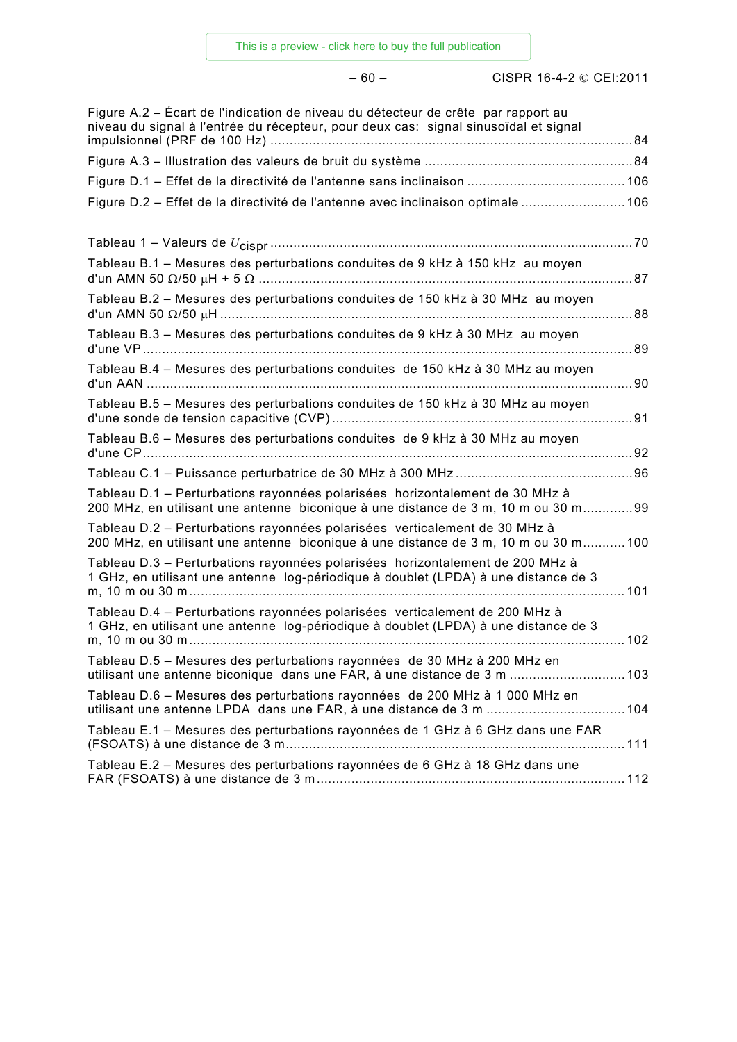Figure A.2 – Écart de l'indication de niveau du détecteur de crête par rapport au niveau du signal à l'entrée du récepteur, pour deux cas: signal sinusoïdal et signal impulsionnel (PRF de 100 Hz) ........ 84

Figure A.3 – Illustration des valeurs de bruit du système ........ 84

Figure D.1 – Effet de la directivité de l'antenne sans inclinaison ........ 106

Figure D.2 – Effet de la directivité de l'antenne avec inclinaison optimale ........ 106

Tableau 1 – Valeurs de $U_{\text{cispr}}$ ........ 70

Tableau B.1 – Mesures des perturbations conduites de 9 kHz à 150 kHz au moyen d'un AMN 50 Ω/50 μH + 5 Ω ........ 87

Tableau B.2 – Mesures des perturbations conduites de 150 kHz à 30 MHz au moyen d'un AMN 50 Ω/50 μH ........ 88

Tableau B.3 – Mesures des perturbations conduites de 9 kHz à 30 MHz au moyen d'une VP ........ 89

Tableau B.4 – Mesures des perturbations conduites de 150 kHz à 30 MHz au moyen d'un AAN ........ 90

Tableau B.5 – Mesures des perturbations conduites de 150 kHz à 30 MHz au moyen d'une sonde de tension capacitive (CVP) ........ 91

Tableau B.6 – Mesures des perturbations conduites de 9 kHz à 30 MHz au moyen d'une CP ........ 92

Tableau C.1 – Puissance perturbatrice de 30 MHz à 300 MHz ........ 96

Tableau D.1 – Perturbations rayonnées polarisées horizontalement de 30 MHz à 200 MHz, en utilisant une antenne biconique à une distance de 3 m, 10 m ou 30 m ........ 99

Tableau D.2 – Perturbations rayonnées polarisées verticalement de 30 MHz à 200 MHz, en utilisant une antenne biconique à une distance de 3 m, 10 m ou 30 m ........ 100

Tableau D.3 – Perturbations rayonnées polarisées horizontalement de 200 MHz à 1 GHz, en utilisant une antenne log-périodique à doublet (LPDA) à une distance de 3 m, 10 m ou 30 m ........ 101

Tableau D.4 – Perturbations rayonnées polarisées verticalement de 200 MHz à 1 GHz, en utilisant une antenne log-périodique à doublet (LPDA) à une distance de 3 m, 10 m ou 30 m ........ 102

Tableau D.5 – Mesures des perturbations rayonnées de 30 MHz à 200 MHz en utilisant une antenne biconique dans une FAR, à une distance de 3 m ........ 103

Tableau D.6 – Mesures des perturbations rayonnées de 200 MHz à 1 000 MHz en utilisant une antenne LPDA dans une FAR, à une distance de 3 m ........ 104

Tableau E.1 – Mesures des perturbations rayonnées de 1 GHz à 6 GHz dans une FAR (FSOATS) à une distance de 3 m ........ 111

Tableau E.2 – Mesures des perturbations rayonnées de 6 GHz à 18 GHz dans une FAR (FSOATS) à une distance de 3 m ........ 112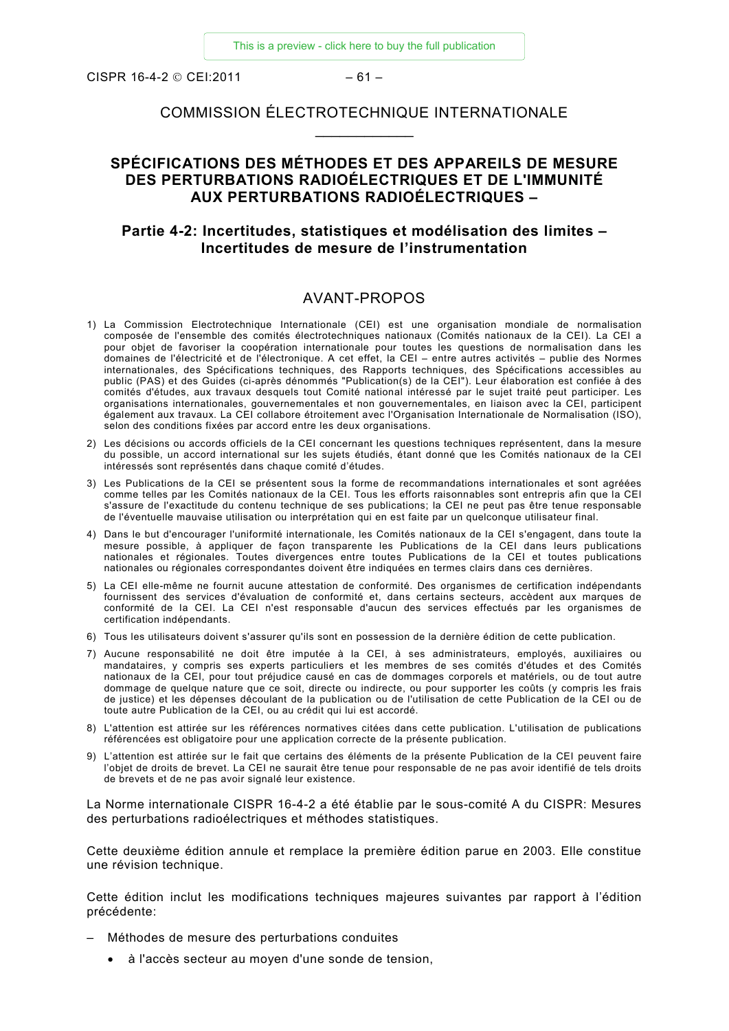COMMISSION ÉLECTROTECHNIQUE INTERNATIONALE

____________

# SPÉCIFICATIONS DES MÉTHODES ET DES APPAREILS DE MESURE DES PERTURBATIONS RADIOÉLECTRIQUES ET DE L'IMMUNITÉ AUX PERTURBATIONS RADIOÉLECTRIQUES –

## Partie 4-2: Incertitudes, statistiques et modélisation des limites – Incertitudes de mesure de l'instrumentation

## AVANT-PROPOS

1) La Commission Electrotechnique Internationale (CEI) est une organisation mondiale de normalisation composée de l'ensemble des comités électrotechniques nationaux (Comités nationaux de la CEI). La CEI a pour objet de favoriser la coopération internationale pour toutes les questions de normalisation dans les domaines de l'électricité et de l'électronique. A cet effet, la CEI – entre autres activités – publie des Normes internationales, des Spécifications techniques, des Rapports techniques, des Spécifications accessibles au public (PAS) et des Guides (ci-après dénommés "Publication(s) de la CEI"). Leur élaboration est confiée à des comités d'études, aux travaux desquels tout Comité national intéressé par le sujet traité peut participer. Les organisations internationales, gouvernementales et non gouvernementales, en liaison avec la CEI, participent également aux travaux. La CEI collabore étroitement avec l'Organisation Internationale de Normalisation (ISO), selon des conditions fixées par accord entre les deux organisations.
2) Les décisions ou accords officiels de la CEI concernant les questions techniques représentent, dans la mesure du possible, un accord international sur les sujets étudiés, étant donné que les Comités nationaux de la CEI intéressés sont représentés dans chaque comité d'études.
3) Les Publications de la CEI se présentent sous la forme de recommandations internationales et sont agréées comme telles par les Comités nationaux de la CEI. Tous les efforts raisonnables sont entrepris afin que la CEI s'assure de l'exactitude du contenu technique de ses publications; la CEI ne peut pas être tenue responsable de l'éventuelle mauvaise utilisation ou interprétation qui en est faite par un quelconque utilisateur final.
4) Dans le but d'encourager l'uniformité internationale, les Comités nationaux de la CEI s'engagent, dans toute la mesure possible, à appliquer de façon transparente les Publications de la CEI dans leurs publications nationales et régionales. Toutes divergences entre toutes Publications de la CEI et toutes publications nationales ou régionales correspondantes doivent être indiquées en termes clairs dans ces dernières.
5) La CEI elle-même ne fournit aucune attestation de conformité. Des organismes de certification indépendants fournissent des services d'évaluation de conformité et, dans certains secteurs, accèdent aux marques de conformité de la CEI. La CEI n'est responsable d'aucun des services effectués par les organismes de certification indépendants.
6) Tous les utilisateurs doivent s'assurer qu'ils sont en possession de la dernière édition de cette publication.
7) Aucune responsabilité ne doit être imputée à la CEI, à ses administrateurs, employés, auxiliaires ou mandataires, y compris ses experts particuliers et les membres de ses comités d'études et des Comités nationaux de la CEI, pour tout préjudice causé en cas de dommages corporels et matériels, ou de tout autre dommage de quelque nature que ce soit, directe ou indirecte, ou pour supporter les coûts (y compris les frais de justice) et les dépenses découlant de la publication ou de l'utilisation de cette Publication de la CEI ou de toute autre Publication de la CEI, ou au crédit qui lui est accordé.
8) L'attention est attirée sur les références normatives citées dans cette publication. L'utilisation de publications référencées est obligatoire pour une application correcte de la présente publication.
9) L'attention est attirée sur le fait que certains des éléments de la présente Publication de la CEI peuvent faire l'objet de droits de brevet. La CEI ne saurait être tenue pour responsable de ne pas avoir identifié de tels droits de brevets et de ne pas avoir signalé leur existence.

La Norme internationale CISPR 16-4-2 a été établie par le sous-comité A du CISPR: Mesures des perturbations radioélectriques et méthodes statistiques.

Cette deuxième édition annule et remplace la première édition parue en 2003. Elle constitue une révision technique.

Cette édition inclut les modifications techniques majeures suivantes par rapport à l'édition précédente:

- Méthodes de mesure des perturbations conduites
  - à l'accès secteur au moyen d'une sonde de tension,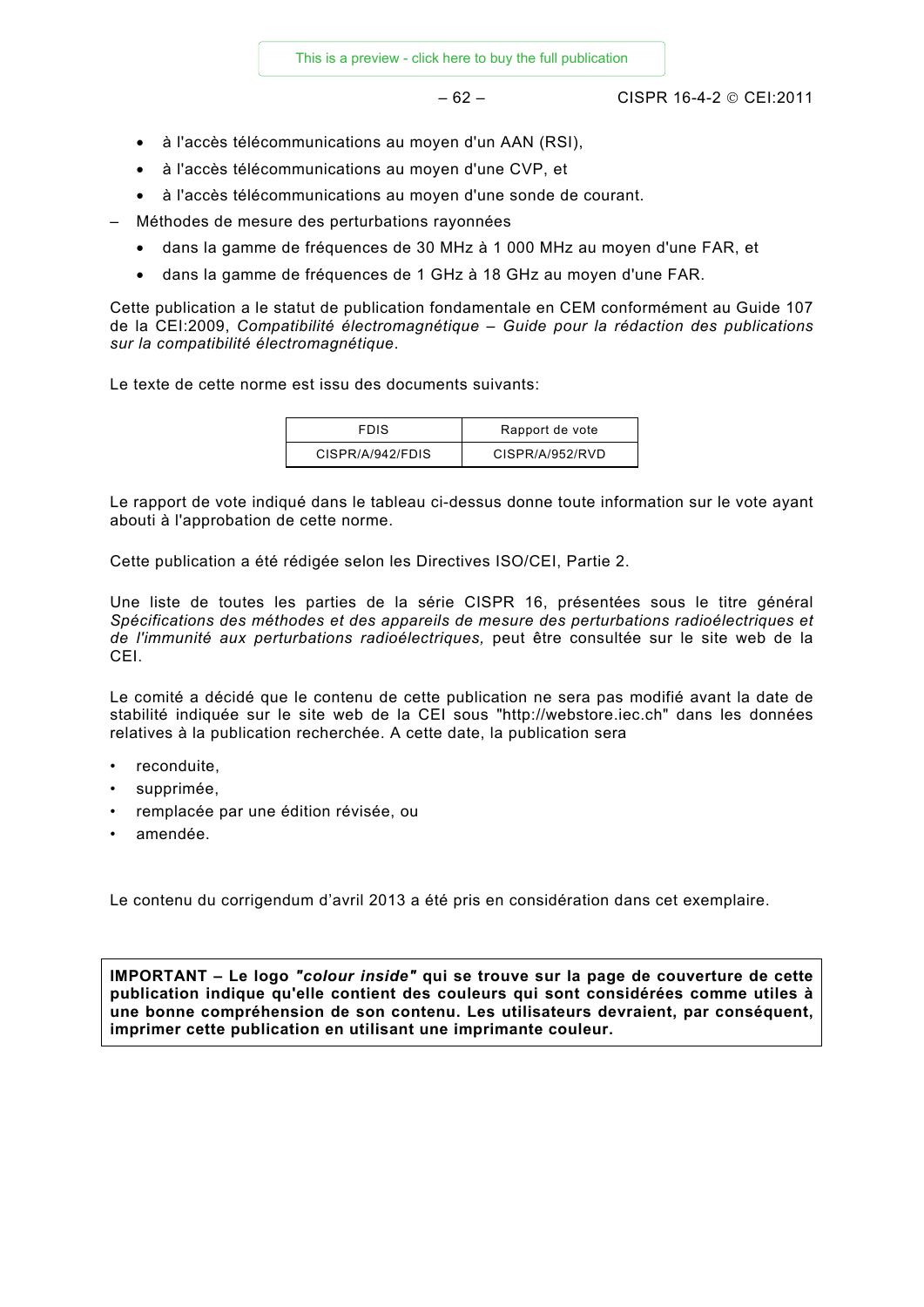- à l'accès télécommunications au moyen d'un AAN (RSI),
- à l'accès télécommunications au moyen d'une CVP, et
- à l'accès télécommunications au moyen d'une sonde de courant.

– Méthodes de mesure des perturbations rayonnées
  - dans la gamme de fréquences de 30 MHz à 1 000 MHz au moyen d'une FAR, et
  - dans la gamme de fréquences de 1 GHz à 18 GHz au moyen d'une FAR.

Cette publication a le statut de publication fondamentale en CEM conformément au Guide 107 de la CEI:2009, *Compatibilité électromagnétique – Guide pour la rédaction des publications sur la compatibilité électromagnétique*.

Le texte de cette norme est issu des documents suivants:

| FDIS | Rapport de vote |
|---|---|
| CISPR/A/942/FDIS | CISPR/A/952/RVD |

Le rapport de vote indiqué dans le tableau ci-dessus donne toute information sur le vote ayant abouti à l'approbation de cette norme.

Cette publication a été rédigée selon les Directives ISO/CEI, Partie 2.

Une liste de toutes les parties de la série CISPR 16, présentées sous le titre général *Spécifications des méthodes et des appareils de mesure des perturbations radioélectriques et de l'immunité aux perturbations radioélectriques,* peut être consultée sur le site web de la CEI.

Le comité a décidé que le contenu de cette publication ne sera pas modifié avant la date de stabilité indiquée sur le site web de la CEI sous "http://webstore.iec.ch" dans les données relatives à la publication recherchée. A cette date, la publication sera

- reconduite,
- supprimée,
- remplacée par une édition révisée, ou
- amendée.

Le contenu du corrigendum d'avril 2013 a été pris en considération dans cet exemplaire.

**IMPORTANT – Le logo *"colour inside"* qui se trouve sur la page de couverture de cette publication indique qu'elle contient des couleurs qui sont considérées comme utiles à une bonne compréhension de son contenu. Les utilisateurs devraient, par conséquent, imprimer cette publication en utilisant une imprimante couleur.**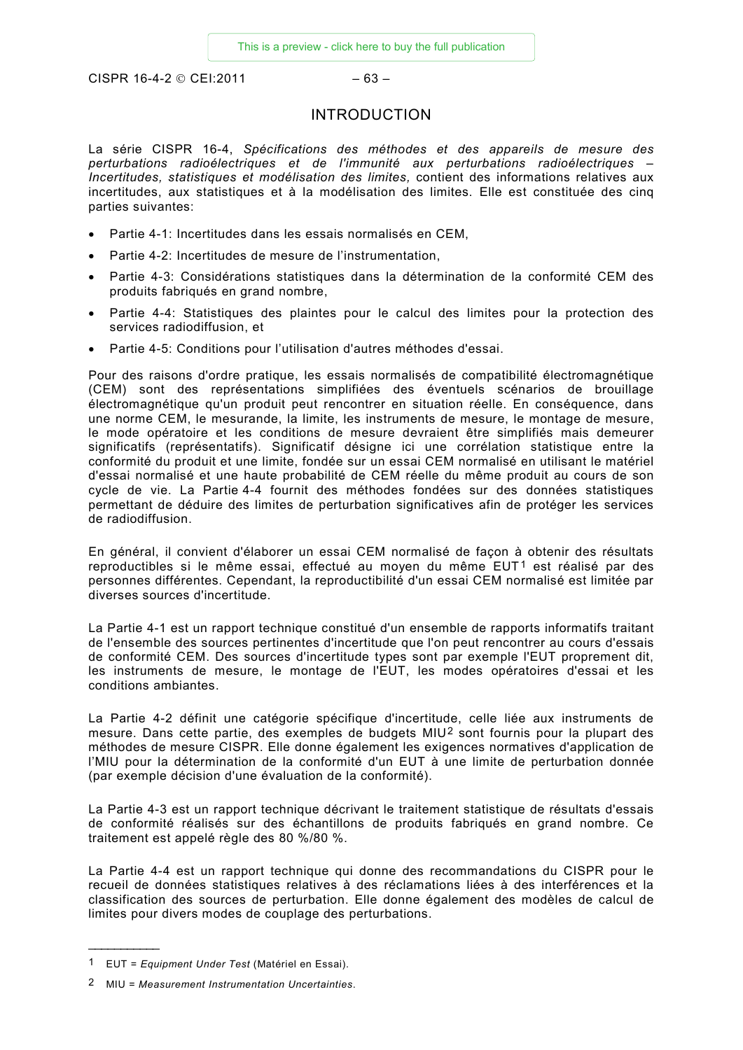# INTRODUCTION

La série CISPR 16-4, *Spécifications des méthodes et des appareils de mesure des perturbations radioélectriques et de l'immunité aux perturbations radioélectriques – Incertitudes, statistiques et modélisation des limites,* contient des informations relatives aux incertitudes, aux statistiques et à la modélisation des limites. Elle est constituée des cinq parties suivantes:

- Partie 4-1: Incertitudes dans les essais normalisés en CEM,
- Partie 4-2: Incertitudes de mesure de l'instrumentation,
- Partie 4-3: Considérations statistiques dans la détermination de la conformité CEM des produits fabriqués en grand nombre,
- Partie 4-4: Statistiques des plaintes pour le calcul des limites pour la protection des services radiodiffusion, et
- Partie 4-5: Conditions pour l'utilisation d'autres méthodes d'essai.

Pour des raisons d'ordre pratique, les essais normalisés de compatibilité électromagnétique (CEM) sont des représentations simplifiées des éventuels scénarios de brouillage électromagnétique qu'un produit peut rencontrer en situation réelle. En conséquence, dans une norme CEM, le mesurande, la limite, les instruments de mesure, le montage de mesure, le mode opératoire et les conditions de mesure devraient être simplifiés mais demeurer significatifs (représentatifs). Significatif désigne ici une corrélation statistique entre la conformité du produit et une limite, fondée sur un essai CEM normalisé en utilisant le matériel d'essai normalisé et une haute probabilité de CEM réelle du même produit au cours de son cycle de vie. La Partie 4-4 fournit des méthodes fondées sur des données statistiques permettant de déduire des limites de perturbation significatives afin de protéger les services de radiodiffusion.

En général, il convient d'élaborer un essai CEM normalisé de façon à obtenir des résultats reproductibles si le même essai, effectué au moyen du même EUT[1] est réalisé par des personnes différentes. Cependant, la reproductibilité d'un essai CEM normalisé est limitée par diverses sources d'incertitude.

La Partie 4-1 est un rapport technique constitué d'un ensemble de rapports informatifs traitant de l'ensemble des sources pertinentes d'incertitude que l'on peut rencontrer au cours d'essais de conformité CEM. Des sources d'incertitude types sont par exemple l'EUT proprement dit, les instruments de mesure, le montage de l'EUT, les modes opératoires d'essai et les conditions ambiantes.

La Partie 4-2 définit une catégorie spécifique d'incertitude, celle liée aux instruments de mesure. Dans cette partie, des exemples de budgets MIU[2] sont fournis pour la plupart des méthodes de mesure CISPR. Elle donne également les exigences normatives d'application de l'MIU pour la détermination de la conformité d'un EUT à une limite de perturbation donnée (par exemple décision d'une évaluation de la conformité).

La Partie 4-3 est un rapport technique décrivant le traitement statistique de résultats d'essais de conformité réalisés sur des échantillons de produits fabriqués en grand nombre. Ce traitement est appelé règle des 80 %/80 %.

La Partie 4-4 est un rapport technique qui donne des recommandations du CISPR pour le recueil de données statistiques relatives à des réclamations liées à des interférences et la classification des sources de perturbation. Elle donne également des modèles de calcul de limites pour divers modes de couplage des perturbations.

---

1 EUT = *Equipment Under Test* (Matériel en Essai).

2 MIU = *Measurement Instrumentation Uncertainties*.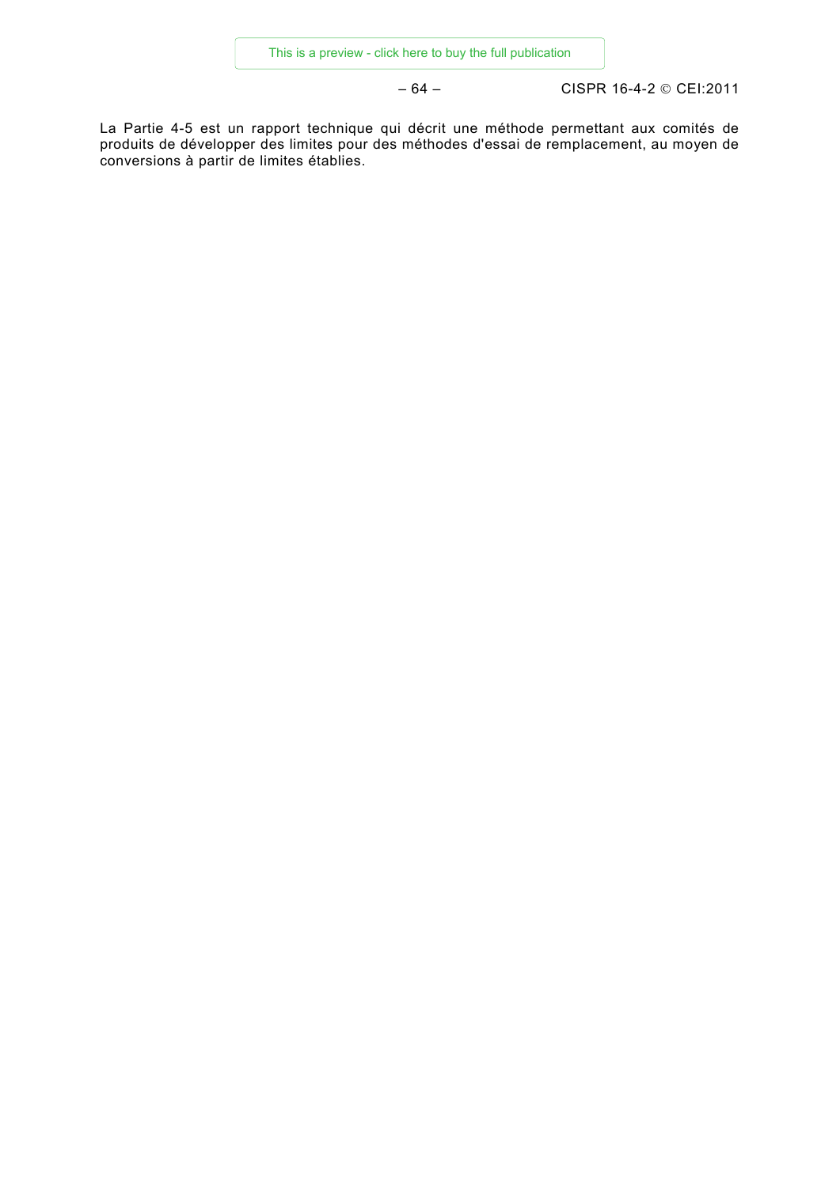La Partie 4-5 est un rapport technique qui décrit une méthode permettant aux comités de produits de développer des limites pour des méthodes d'essai de remplacement, au moyen de conversions à partir de limites établies.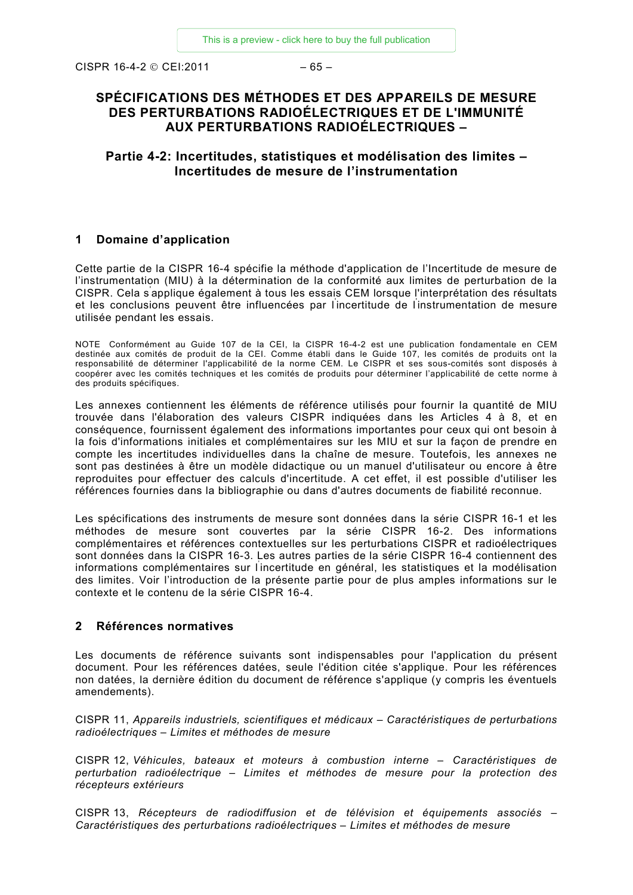# SPÉCIFICATIONS DES MÉTHODES ET DES APPAREILS DE MESURE DES PERTURBATIONS RADIOÉLECTRIQUES ET DE L'IMMUNITÉ AUX PERTURBATIONS RADIOÉLECTRIQUES –

## Partie 4-2: Incertitudes, statistiques et modélisation des limites – Incertitudes de mesure de l'instrumentation

## 1 Domaine d'application

Cette partie de la CISPR 16-4 spécifie la méthode d'application de l'Incertitude de mesure de l'instrumentation (MIU) à la détermination de la conformité aux limites de perturbation de la CISPR. Cela s'applique également à tous les essais CEM lorsque l'interprétation des résultats et les conclusions peuvent être influencées par l'incertitude de l'instrumentation de mesure utilisée pendant les essais.

NOTE Conformément au Guide 107 de la CEI, la CISPR 16-4-2 est une publication fondamentale en CEM destinée aux comités de produit de la CEI. Comme établi dans le Guide 107, les comités de produits ont la responsabilité de déterminer l'applicabilité de la norme CEM. Le CISPR et ses sous-comités sont disposés à coopérer avec les comités techniques et les comités de produits pour déterminer l'applicabilité de cette norme à des produits spécifiques.

Les annexes contiennent les éléments de référence utilisés pour fournir la quantité de MIU trouvée dans l'élaboration des valeurs CISPR indiquées dans les Articles 4 à 8, et en conséquence, fournissent également des informations importantes pour ceux qui ont besoin à la fois d'informations initiales et complémentaires sur les MIU et sur la façon de prendre en compte les incertitudes individuelles dans la chaîne de mesure. Toutefois, les annexes ne sont pas destinées à être un modèle didactique ou un manuel d'utilisateur ou encore à être reproduites pour effectuer des calculs d'incertitude. A cet effet, il est possible d'utiliser les références fournies dans la bibliographie ou dans d'autres documents de fiabilité reconnue.

Les spécifications des instruments de mesure sont données dans la série CISPR 16-1 et les méthodes de mesure sont couvertes par la série CISPR 16-2. Des informations complémentaires et références contextuelles sur les perturbations CISPR et radioélectriques sont données dans la CISPR 16-3. Les autres parties de la série CISPR 16-4 contiennent des informations complémentaires sur l'incertitude en général, les statistiques et la modélisation des limites. Voir l'introduction de la présente partie pour de plus amples informations sur le contexte et le contenu de la série CISPR 16-4.

## 2 Références normatives

Les documents de référence suivants sont indispensables pour l'application du présent document. Pour les références datées, seule l'édition citée s'applique. Pour les références non datées, la dernière édition du document de référence s'applique (y compris les éventuels amendements).

CISPR 11, *Appareils industriels, scientifiques et médicaux – Caractéristiques de perturbations radioélectriques – Limites et méthodes de mesure*

CISPR 12, *Véhicules, bateaux et moteurs à combustion interne – Caractéristiques de perturbation radioélectrique – Limites et méthodes de mesure pour la protection des récepteurs extérieurs*

CISPR 13, *Récepteurs de radiodiffusion et de télévision et équipements associés – Caractéristiques des perturbations radioélectriques – Limites et méthodes de mesure*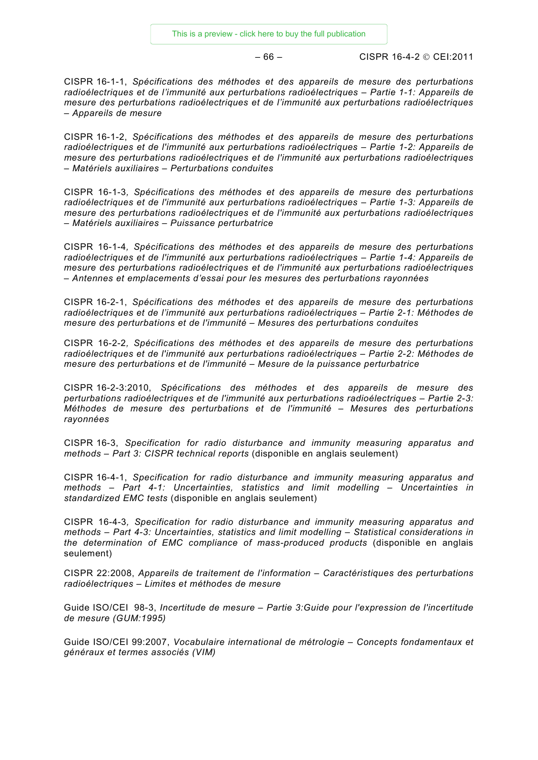CISPR 16-1-1, *Spécifications des méthodes et des appareils de mesure des perturbations radioélectriques et de l'immunité aux perturbations radioélectriques – Partie 1-1: Appareils de mesure des perturbations radioélectriques et de l'immunité aux perturbations radioélectriques – Appareils de mesure*

CISPR 16-1-2, *Spécifications des méthodes et des appareils de mesure des perturbations radioélectriques et de l'immunité aux perturbations radioélectriques – Partie 1-2: Appareils de mesure des perturbations radioélectriques et de l'immunité aux perturbations radioélectriques – Matériels auxiliaires – Perturbations conduites*

CISPR 16-1-3*, Spécifications des méthodes et des appareils de mesure des perturbations radioélectriques et de l'immunité aux perturbations radioélectriques – Partie 1-3: Appareils de mesure des perturbations radioélectriques et de l'immunité aux perturbations radioélectriques – Matériels auxiliaires – Puissance perturbatrice*

CISPR 16-1-4*, Spécifications des méthodes et des appareils de mesure des perturbations radioélectriques et de l'immunité aux perturbations radioélectriques – Partie 1-4: Appareils de mesure des perturbations radioélectriques et de l'immunité aux perturbations radioélectriques – Antennes et emplacements d'essai pour les mesures des perturbations rayonnées*

CISPR 16-2-1, *Spécifications des méthodes et des appareils de mesure des perturbations radioélectriques et de l'immunité aux perturbations radioélectriques – Partie 2-1: Méthodes de mesure des perturbations et de l'immunité – Mesures des perturbations conduites*

CISPR 16-2-2*, Spécifications des méthodes et des appareils de mesure des perturbations radioélectriques et de l'immunité aux perturbations radioélectriques – Partie 2-2: Méthodes de mesure des perturbations et de l'immunité – Mesure de la puissance perturbatrice*

CISPR 16-2-3:2010, *Spécifications des méthodes et des appareils de mesure des perturbations radioélectriques et de l'immunité aux perturbations radioélectriques – Partie 2-3: Méthodes de mesure des perturbations et de l'immunité – Mesures des perturbations rayonnées*

CISPR 16-3, *Specification for radio disturbance and immunity measuring apparatus and methods – Part 3: CISPR technical reports* (disponible en anglais seulement)

CISPR 16-4-1, *Specification for radio disturbance and immunity measuring apparatus and methods – Part 4-1: Uncertainties, statistics and limit modelling – Uncertainties in standardized EMC tests* (disponible en anglais seulement)

CISPR 16-4-3*, Specification for radio disturbance and immunity measuring apparatus and methods – Part 4-3: Uncertainties, statistics and limit modelling – Statistical considerations in the determination of EMC compliance of mass-produced products* (disponible en anglais seulement)

CISPR 22:2008, *Appareils de traitement de l'information – Caractéristiques des perturbations radioélectriques – Limites et méthodes de mesure*

Guide ISO/CEI 98-3, *Incertitude de mesure – Partie 3:Guide pour l'expression de l'incertitude de mesure (GUM:1995)*

Guide ISO/CEI 99:2007, *Vocabulaire international de métrologie – Concepts fondamentaux et généraux et termes associés (VIM)*